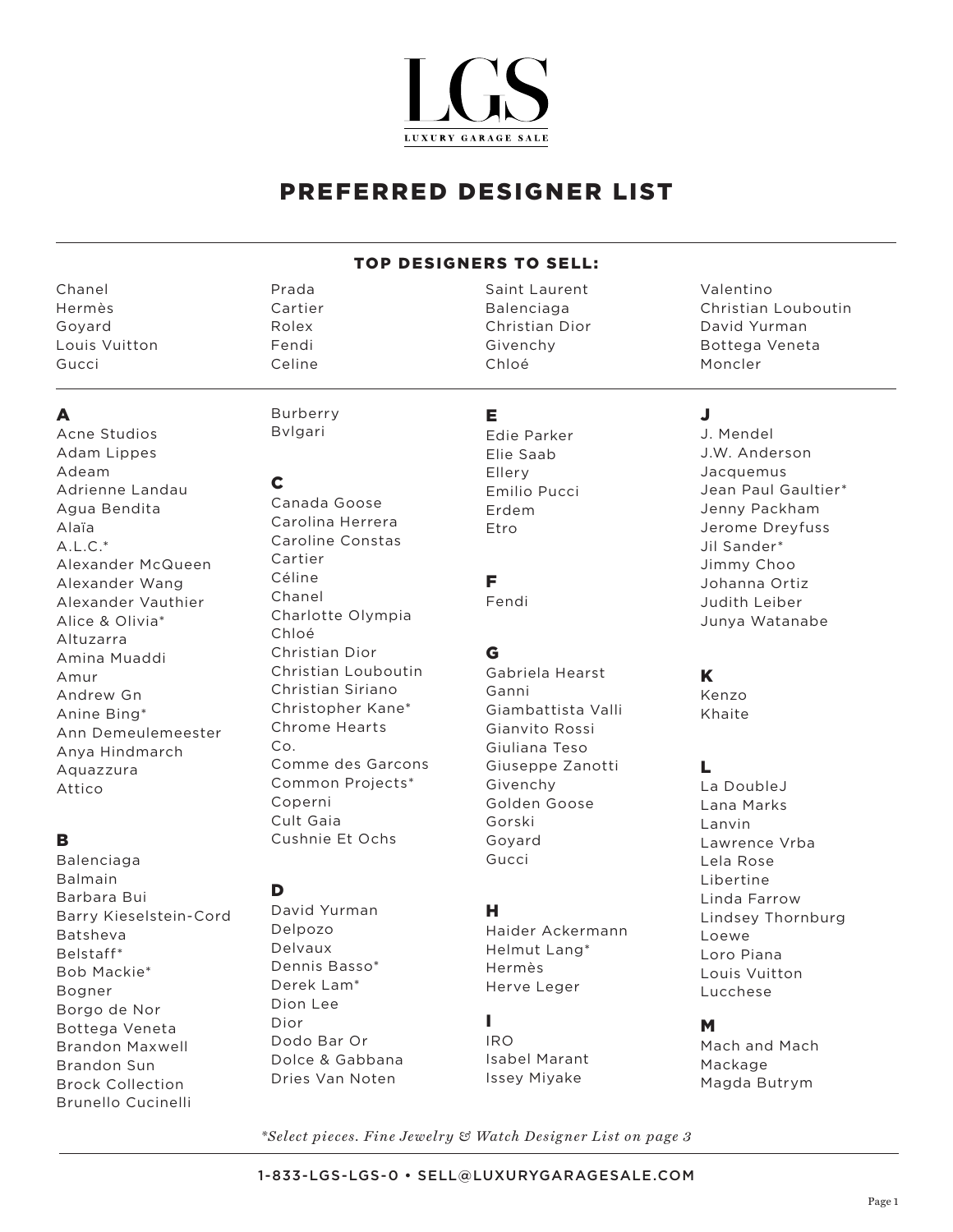# LGS

LUXURY GARAGE SALE

## PREFERRED DESIGNER LIST

### TOP DESIGNERS TO SELL:

Chanel
Hermès
Goyard
Louis Vuitton
Gucci
Prada
Cartier
Rolex
Fendi
Celine
Saint Laurent
Balenciaga
Christian Dior
Givenchy
Chloé
Valentino
Christian Louboutin
David Yurman
Bottega Veneta
Moncler

### A

Acne Studios
Adam Lippes
Adeam
Adrienne Landau
Agua Bendita
Alaïa
A.L.C.*
Alexander McQueen
Alexander Wang
Alexander Vauthier
Alice & Olivia*
Altuzarra
Amina Muaddi
Amur
Andrew Gn
Anine Bing*
Ann Demeulemeester
Anya Hindmarch
Aquazzura
Attico

### B

Balenciaga
Balmain
Barbara Bui
Barry Kieselstein-Cord
Batsheva
Belstaff*
Bob Mackie*
Bogner
Borgo de Nor
Bottega Veneta
Brandon Maxwell
Brandon Sun
Brock Collection
Brunello Cucinelli
Burberry
Bvlgari

### C

Canada Goose
Carolina Herrera
Caroline Constas
Cartier
Céline
Chanel
Charlotte Olympia
Chloé
Christian Dior
Christian Louboutin
Christian Siriano
Christopher Kane*
Chrome Hearts
Co.
Comme des Garcons
Common Projects*
Coperni
Cult Gaia
Cushnie Et Ochs

### D

David Yurman
Delpozo
Delvaux
Dennis Basso*
Derek Lam*
Dion Lee
Dior
Dodo Bar Or
Dolce & Gabbana
Dries Van Noten

### E

Edie Parker
Elie Saab
Ellery
Emilio Pucci
Erdem
Etro

### F

Fendi

### G

Gabriela Hearst
Ganni
Giambattista Valli
Gianvito Rossi
Giuliana Teso
Giuseppe Zanotti
Givenchy
Golden Goose
Gorski
Goyard
Gucci

### H

Haider Ackermann
Helmut Lang*
Hermès
Herve Leger

### I

IRO
Isabel Marant
Issey Miyake

### J

J. Mendel
J.W. Anderson
Jacquemus
Jean Paul Gaultier*
Jenny Packham
Jerome Dreyfuss
Jil Sander*
Jimmy Choo
Johanna Ortiz
Judith Leiber
Junya Watanabe

### K

Kenzo
Khaite

### L

La DoubleJ
Lana Marks
Lanvin
Lawrence Vrba
Lela Rose
Libertine
Linda Farrow
Lindsey Thornburg
Loewe
Loro Piana
Louis Vuitton
Lucchese

### M

Mach and Mach
Mackage
Magda Butrym

*\*Select pieces. Fine Jewelry & Watch Designer List on page 3*

1-833-LGS-LGS-0 • SELL@LUXURYGARAGESALE.COM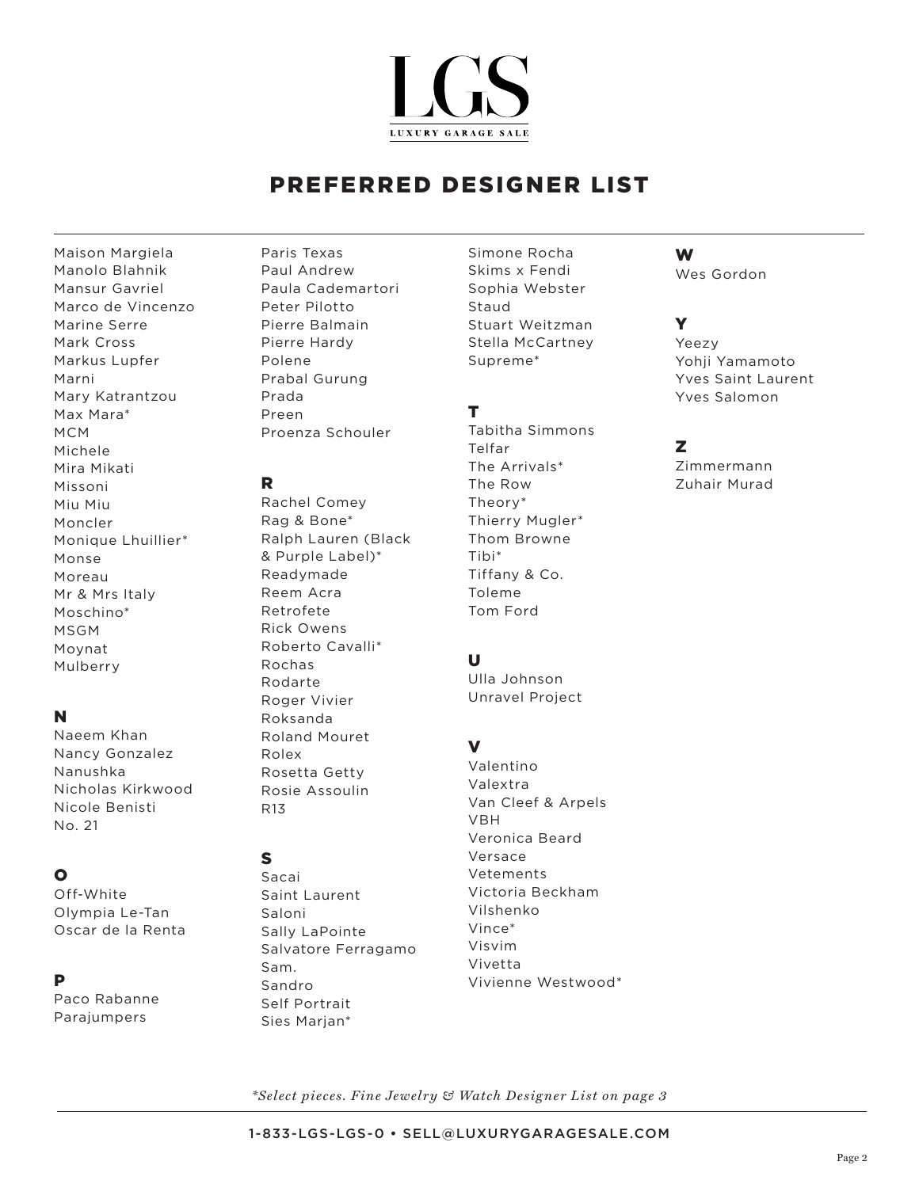# LGS

LUXURY GARAGE SALE

## PREFERRED DESIGNER LIST

Maison Margiela
Manolo Blahnik
Mansur Gavriel
Marco de Vincenzo
Marine Serre
Mark Cross
Markus Lupfer
Marni
Mary Katrantzou
Max Mara*
MCM
Michele
Mira Mikati
Missoni
Miu Miu
Moncler
Monique Lhuillier*
Monse
Moreau
Mr & Mrs Italy
Moschino*
MSGM
Moynat
Mulberry

### N

Naeem Khan
Nancy Gonzalez
Nanushka
Nicholas Kirkwood
Nicole Benisti
No. 21

### O

Off-White
Olympia Le-Tan
Oscar de la Renta

### P

Paco Rabanne
Parajumpers
Paris Texas
Paul Andrew
Paula Cademartori
Peter Pilotto
Pierre Balmain
Pierre Hardy
Polene
Prabal Gurung
Prada
Preen
Proenza Schouler

### R

Rachel Comey
Rag & Bone*
Ralph Lauren (Black & Purple Label)*
Readymade
Reem Acra
Retrofete
Rick Owens
Roberto Cavalli*
Rochas
Rodarte
Roger Vivier
Roksanda
Roland Mouret
Rolex
Rosetta Getty
Rosie Assoulin
R13

### S

Sacai
Saint Laurent
Saloni
Sally LaPointe
Salvatore Ferragamo
Sam.
Sandro
Self Portrait
Sies Marjan*
Simone Rocha
Skims x Fendi
Sophia Webster
Staud
Stuart Weitzman
Stella McCartney
Supreme*

### T

Tabitha Simmons
Telfar
The Arrivals*
The Row
Theory*
Thierry Mugler*
Thom Browne
Tibi*
Tiffany & Co.
Toleme
Tom Ford

### U

Ulla Johnson
Unravel Project

### V

Valentino
Valextra
Van Cleef & Arpels
VBH
Veronica Beard
Versace
Vetements
Victoria Beckham
Vilshenko
Vince*
Visvim
Vivetta
Vivienne Westwood*

### W

Wes Gordon

### Y

Yeezy
Yohji Yamamoto
Yves Saint Laurent
Yves Salomon

### Z

Zimmermann
Zuhair Murad

*\*Select pieces. Fine Jewelry & Watch Designer List on page 3*

1-833-LGS-LGS-0 • SELL@LUXURYGARAGESALE.COM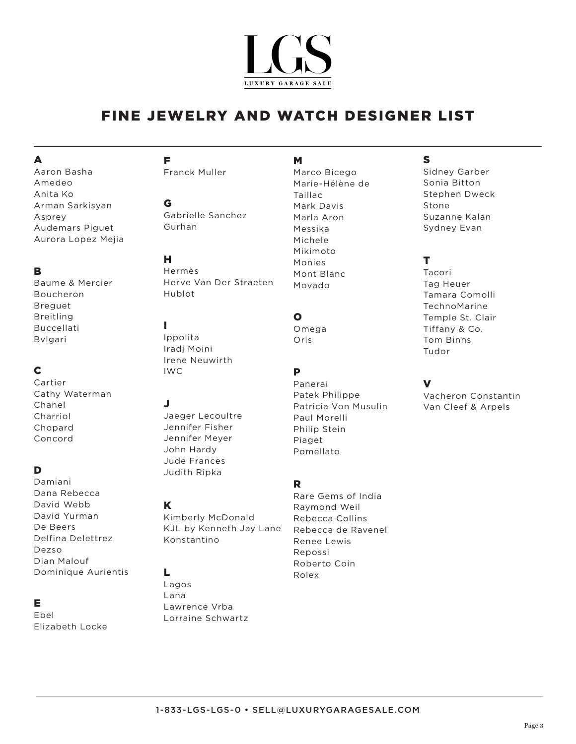# LGS

LUXURY GARAGE SALE

## FINE JEWELRY AND WATCH DESIGNER LIST

### A

Aaron Basha
Amedeo
Anita Ko
Arman Sarkisyan
Asprey
Audemars Piguet
Aurora Lopez Mejia

### B

Baume & Mercier
Boucheron
Breguet
Breitling
Buccellati
Bvlgari

### C

Cartier
Cathy Waterman
Chanel
Charriol
Chopard
Concord

### D

Damiani
Dana Rebecca
David Webb
David Yurman
De Beers
Delfina Delettrez
Dezso
Dian Malouf
Dominique Aurientis

### E

Ebel
Elizabeth Locke

### F

Franck Muller

### G

Gabrielle Sanchez
Gurhan

### H

Hermès
Herve Van Der Straeten
Hublot

### I

Ippolita
Iradj Moini
Irene Neuwirth
IWC

### J

Jaeger Lecoultre
Jennifer Fisher
Jennifer Meyer
John Hardy
Jude Frances
Judith Ripka

### K

Kimberly McDonald
KJL by Kenneth Jay Lane
Konstantino

### L

Lagos
Lana
Lawrence Vrba
Lorraine Schwartz

### M

Marco Bicego
Marie-Hélène de Taillac
Mark Davis
Marla Aron
Messika
Michele
Mikimoto
Monies
Mont Blanc
Movado

### O

Omega
Oris

### P

Panerai
Patek Philippe
Patricia Von Musulin
Paul Morelli
Philip Stein
Piaget
Pomellato

### R

Rare Gems of India
Raymond Weil
Rebecca Collins
Rebecca de Ravenel
Renee Lewis
Repossi
Roberto Coin
Rolex

### S

Sidney Garber
Sonia Bitton
Stephen Dweck
Stone
Suzanne Kalan
Sydney Evan

### T

Tacori
Tag Heuer
Tamara Comolli
TechnoMarine
Temple St. Clair
Tiffany & Co.
Tom Binns
Tudor

### V

Vacheron Constantin
Van Cleef & Arpels

1-833-LGS-LGS-0 • SELL@LUXURYGARAGESALE.COM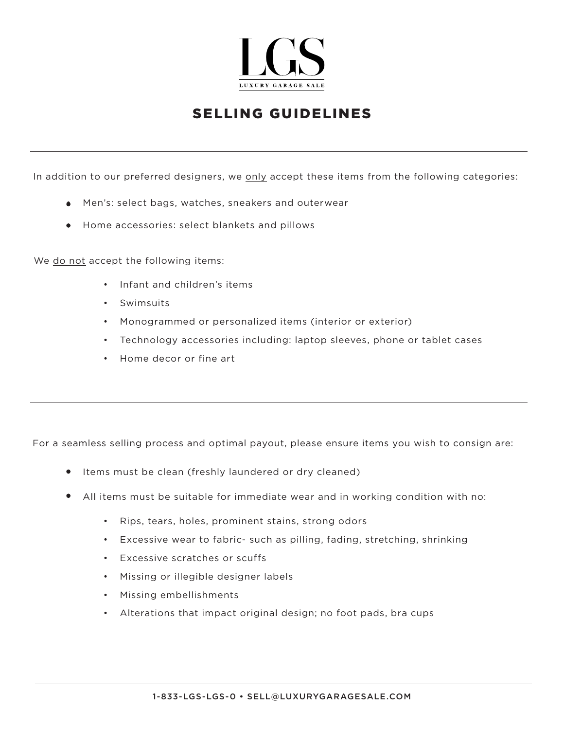LGS

LUXURY GARAGE SALE

# SELLING GUIDELINES

---

In addition to our preferred designers, we only accept these items from the following categories:

- Men's: select bags, watches, sneakers and outerwear
- Home accessories: select blankets and pillows

We do not accept the following items:

- Infant and children's items
- Swimsuits
- Monogrammed or personalized items (interior or exterior)
- Technology accessories including: laptop sleeves, phone or tablet cases
- Home decor or fine art

---

For a seamless selling process and optimal payout, please ensure items you wish to consign are:

- Items must be clean (freshly laundered or dry cleaned)
- All items must be suitable for immediate wear and in working condition with no:
  - Rips, tears, holes, prominent stains, strong odors
  - Excessive wear to fabric- such as pilling, fading, stretching, shrinking
  - Excessive scratches or scuffs
  - Missing or illegible designer labels
  - Missing embellishments
  - Alterations that impact original design; no foot pads, bra cups

---

1-833-LGS-LGS-0 • SELL@LUXURYGARAGESALE.COM